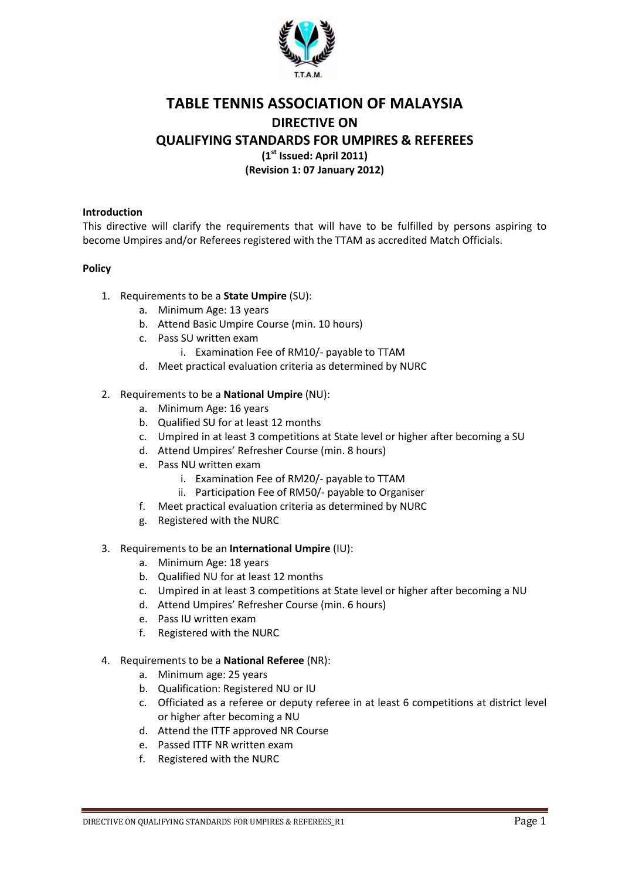# TABLE TENNIS ASSOCIATION OF MALAYSIA

## DIRECTIVE ON

## QUALIFYING STANDARDS FOR UMPIRES & REFEREES

**(1st Issued: April 2011)**

**(Revision 1: 07 January 2012)**

**Introduction**

This directive will clarify the requirements that will have to be fulfilled by persons aspiring to become Umpires and/or Referees registered with the TTAM as accredited Match Officials.

**Policy**

1. Requirements to be a **State Umpire** (SU):
   a. Minimum Age: 13 years
   b. Attend Basic Umpire Course (min. 10 hours)
   c. Pass SU written exam
      i. Examination Fee of RM10/- payable to TTAM
   d. Meet practical evaluation criteria as determined by NURC

2. Requirements to be a **National Umpire** (NU):
   a. Minimum Age: 16 years
   b. Qualified SU for at least 12 months
   c. Umpired in at least 3 competitions at State level or higher after becoming a SU
   d. Attend Umpires' Refresher Course (min. 8 hours)
   e. Pass NU written exam
      i. Examination Fee of RM20/- payable to TTAM
      ii. Participation Fee of RM50/- payable to Organiser
   f. Meet practical evaluation criteria as determined by NURC
   g. Registered with the NURC

3. Requirements to be an **International Umpire** (IU):
   a. Minimum Age: 18 years
   b. Qualified NU for at least 12 months
   c. Umpired in at least 3 competitions at State level or higher after becoming a NU
   d. Attend Umpires' Refresher Course (min. 6 hours)
   e. Pass IU written exam
   f. Registered with the NURC

4. Requirements to be a **National Referee** (NR):
   a. Minimum age: 25 years
   b. Qualification: Registered NU or IU
   c. Officiated as a referee or deputy referee in at least 6 competitions at district level or higher after becoming a NU
   d. Attend the ITTF approved NR Course
   e. Passed ITTF NR written exam
   f. Registered with the NURC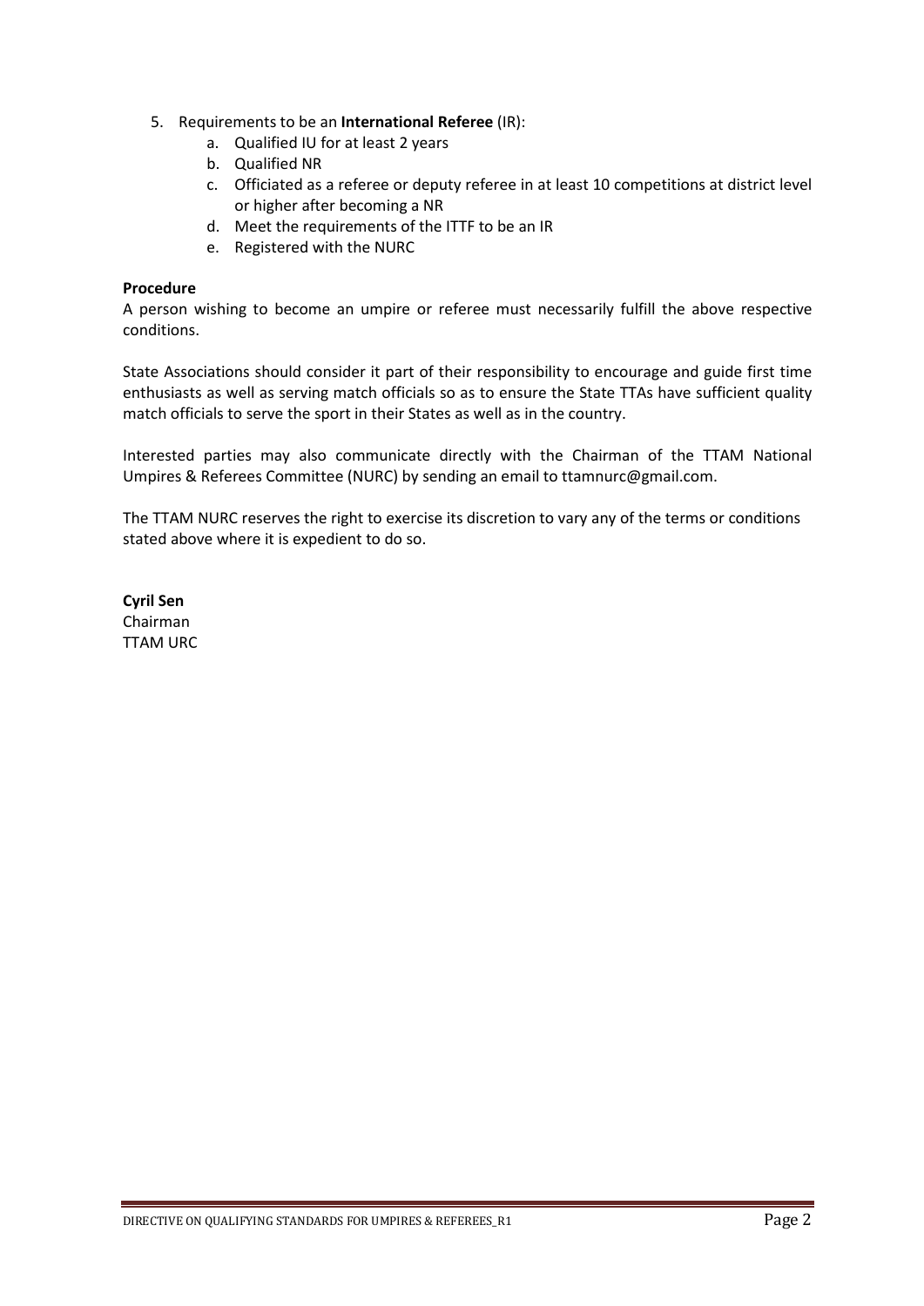5. Requirements to be an **International Referee** (IR):
    a. Qualified IU for at least 2 years
    b. Qualified NR
    c. Officiated as a referee or deputy referee in at least 10 competitions at district level or higher after becoming a NR
    d. Meet the requirements of the ITTF to be an IR
    e. Registered with the NURC

**Procedure**

A person wishing to become an umpire or referee must necessarily fulfill the above respective conditions.

State Associations should consider it part of their responsibility to encourage and guide first time enthusiasts as well as serving match officials so as to ensure the State TTAs have sufficient quality match officials to serve the sport in their States as well as in the country.

Interested parties may also communicate directly with the Chairman of the TTAM National Umpires & Referees Committee (NURC) by sending an email to ttamnurc@gmail.com.

The TTAM NURC reserves the right to exercise its discretion to vary any of the terms or conditions stated above where it is expedient to do so.

**Cyril Sen**
Chairman
TTAM URC